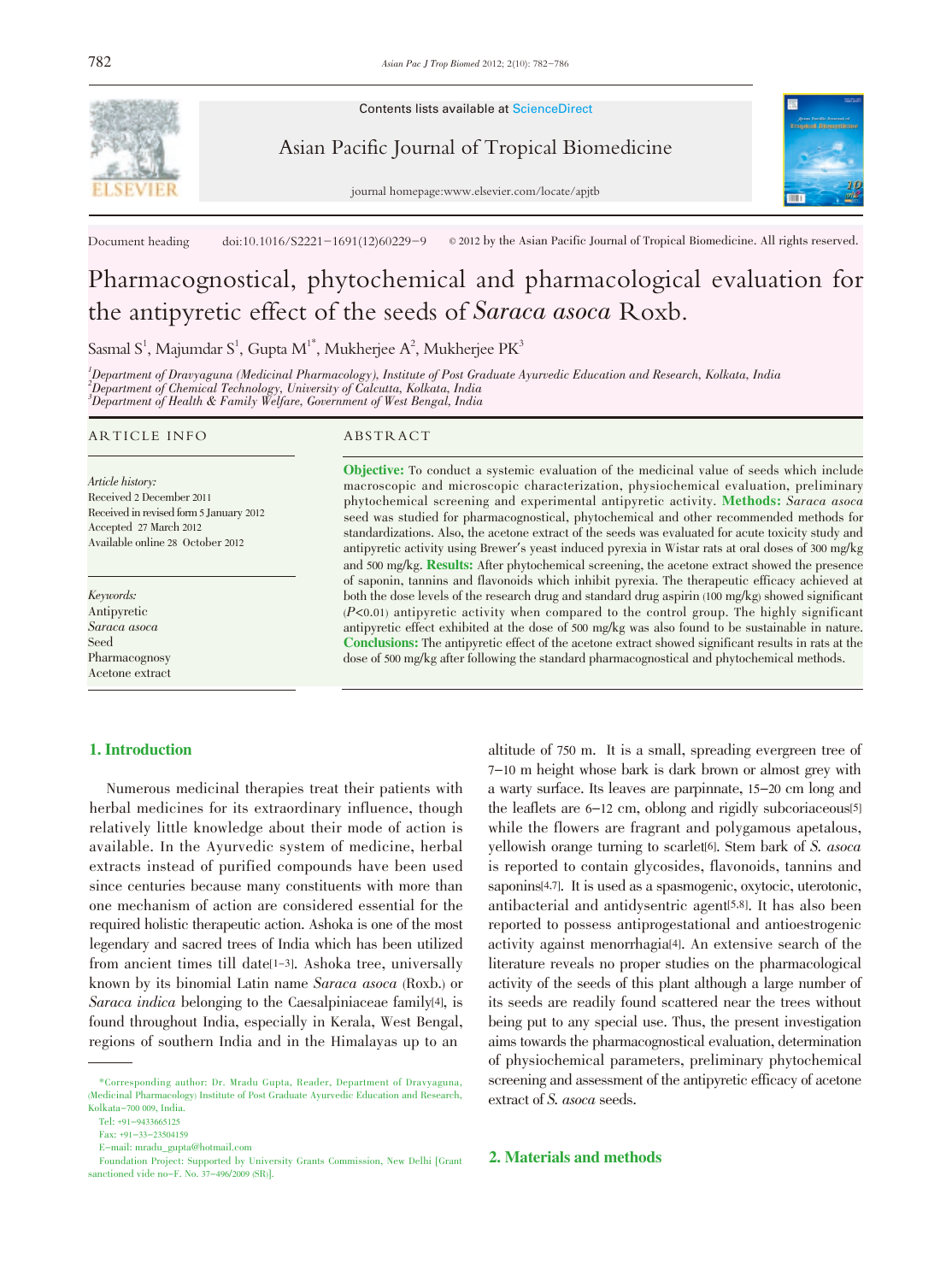Contents lists available at ScienceDirect

Asian Pacific Journal of Tropical Biomedicine

journal homepage:www.elsevier.com/locate/apjtb

Document heading doi:10.1016/S2221-1691(12)60229-9 © 2012 by the Asian Pacific Journal of Tropical Biomedicine. All rights reserved.

# Pharmacognostical, phytochemical and pharmacological evaluation for the antipyretic effect of the seeds of *Saraca asoca* Roxb.

Sasmal S[1], Majumdar S[1], Gupta M[1*], Mukherjee A[2], Mukherjee PK[3]

[1]*Department of Dravyaguna (Medicinal Pharmacology), Institute of Post Graduate Ayurvedic Education and Research, Kolkata, India*
[2]*Department of Chemical Technology, University of Calcutta, Kolkata, India*
[3]*Department of Health & Family Welfare, Government of West Bengal, India*

## ARTICLE INFO

*Article history:*
Received 2 December 2011
Received in revised form 5 January 2012
Accepted 27 March 2012
Available online 28 October 2012

*Keywords:*
Antipyretic
*Saraca asoca*
Seed
Pharmacognosy
Acetone extract

## ABSTRACT

**Objective:** To conduct a systemic evaluation of the medicinal value of seeds which include macroscopic and microscopic characterization, physiochemical evaluation, preliminary phytochemical screening and experimental antipyretic activity. **Methods:** *Saraca asoca* seed was studied for pharmacognostical, phytochemical and other recommended methods for standardizations. Also, the acetone extract of the seeds was evaluated for acute toxicity study and antipyretic activity using Brewer's yeast induced pyrexia in Wistar rats at oral doses of 300 mg/kg and 500 mg/kg. **Results:** After phytochemical screening, the acetone extract showed the presence of saponin, tannins and flavonoids which inhibit pyrexia. The therapeutic efficacy achieved at both the dose levels of the research drug and standard drug aspirin (100 mg/kg) showed significant ($P$<0.01) antipyretic activity when compared to the control group. The highly significant antipyretic effect exhibited at the dose of 500 mg/kg was also found to be sustainable in nature. **Conclusions:** The antipyretic effect of the acetone extract showed significant results in rats at the dose of 500 mg/kg after following the standard pharmacognostical and phytochemical methods.

## 1. Introduction

Numerous medicinal therapies treat their patients with herbal medicines for its extraordinary influence, though relatively little knowledge about their mode of action is available. In the Ayurvedic system of medicine, herbal extracts instead of purified compounds have been used since centuries because many constituents with more than one mechanism of action are considered essential for the required holistic therapeutic action. Ashoka is one of the most legendary and sacred trees of India which has been utilized from ancient times till date[1-3]. Ashoka tree, universally known by its binomial Latin name *Saraca asoca* (Roxb.) or *Saraca indica* belonging to the Caesalpiniaceae family[4], is found throughout India, especially in Kerala, West Bengal, regions of southern India and in the Himalayas up to an altitude of 750 m. It is a small, spreading evergreen tree of 7-10 m height whose bark is dark brown or almost grey with a warty surface. Its leaves are parpinnate, 15-20 cm long and the leaflets are 6-12 cm, oblong and rigidly subcoriaceous[5] while the flowers are fragrant and polygamous apetalous, yellowish orange turning to scarlet[6]. Stem bark of *S. asoca* is reported to contain glycosides, flavonoids, tannins and saponins[4,7]. It is used as a spasmogenic, oxytocic, uterotonic, antibacterial and antidysentric agent[5,8]. It has also been reported to possess antiprogestational and antioestrogenic activity against menorrhagia[4]. An extensive search of the literature reveals no proper studies on the pharmacological activity of the seeds of this plant although a large number of its seeds are readily found scattered near the trees without being put to any special use. Thus, the present investigation aims towards the pharmacognostical evaluation, determination of physiochemical parameters, preliminary phytochemical screening and assessment of the antipyretic efficacy of acetone extract of *S. asoca* seeds.

## 2. Materials and methods

---

*Corresponding author: Dr. Mradu Gupta, Reader, Department of Dravyaguna, (Medicinal Pharmacology) Institute of Post Graduate Ayurvedic Education and Research, Kolkata-700 009, India.
Tel: +91-9433665125
Fax: +91-33-23504159
E-mail: mradu_gupta@hotmail.com
Foundation Project: Supported by University Grants Commission, New Delhi [Grant sanctioned vide no-F. No. 37-496/2009 (SR)].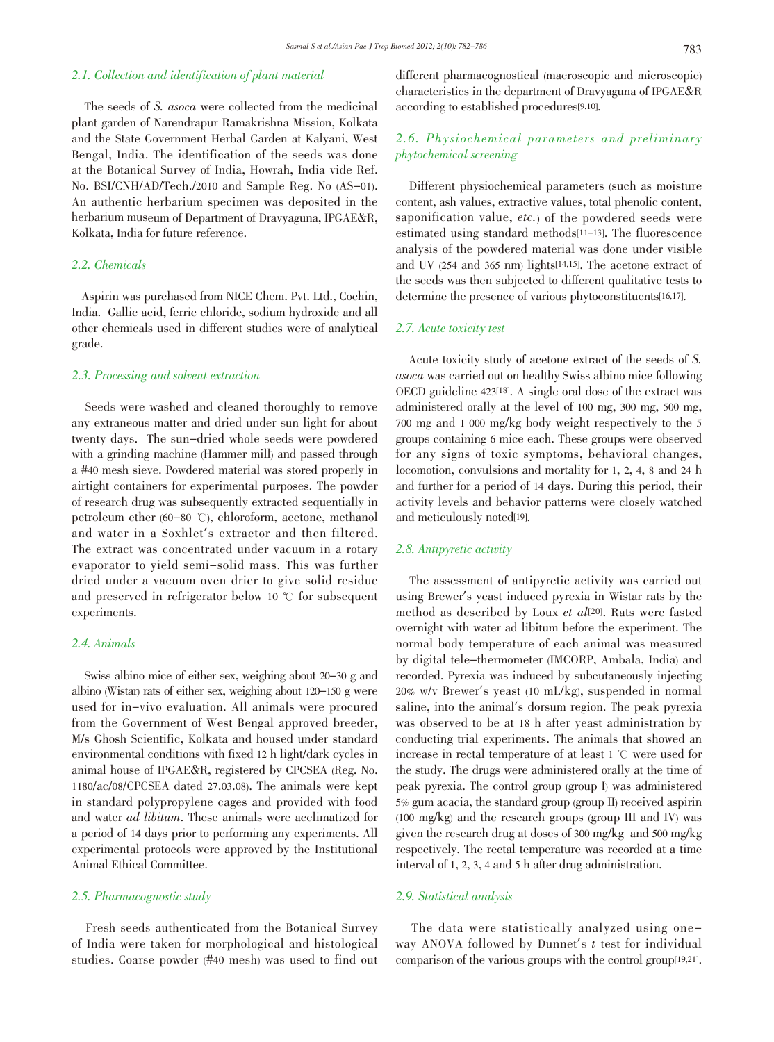### 2.1. Collection and identification of plant material

The seeds of *S. asoca* were collected from the medicinal plant garden of Narendrapur Ramakrishna Mission, Kolkata and the State Government Herbal Garden at Kalyani, West Bengal, India. The identification of the seeds was done at the Botanical Survey of India, Howrah, India vide Ref. No. BSI/CNH/AD/Tech./2010 and Sample Reg. No (AS-01). An authentic herbarium specimen was deposited in the herbarium museum of Department of Dravyaguna, IPGAE&R, Kolkata, India for future reference.

### 2.2. Chemicals

Aspirin was purchased from NICE Chem. Pvt. Ltd., Cochin, India. Gallic acid, ferric chloride, sodium hydroxide and all other chemicals used in different studies were of analytical grade.

### 2.3. Processing and solvent extraction

Seeds were washed and cleaned thoroughly to remove any extraneous matter and dried under sun light for about twenty days. The sun-dried whole seeds were powdered with a grinding machine (Hammer mill) and passed through a #40 mesh sieve. Powdered material was stored properly in airtight containers for experimental purposes. The powder of research drug was subsequently extracted sequentially in petroleum ether (60-80 ℃), chloroform, acetone, methanol and water in a Soxhlet's extractor and then filtered. The extract was concentrated under vacuum in a rotary evaporator to yield semi-solid mass. This was further dried under a vacuum oven drier to give solid residue and preserved in refrigerator below 10 ℃ for subsequent experiments.

### 2.4. Animals

Swiss albino mice of either sex, weighing about 20-30 g and albino (Wistar) rats of either sex, weighing about 120-150 g were used for in-vivo evaluation. All animals were procured from the Government of West Bengal approved breeder, M/s Ghosh Scientific, Kolkata and housed under standard environmental conditions with fixed 12 h light/dark cycles in animal house of IPGAE&R, registered by CPCSEA (Reg. No. 1180/ac/08/CPCSEA dated 27.03.08). The animals were kept in standard polypropylene cages and provided with food and water *ad libitum*. These animals were acclimatized for a period of 14 days prior to performing any experiments. All experimental protocols were approved by the Institutional Animal Ethical Committee.

### 2.5. Pharmacognostic study

Fresh seeds authenticated from the Botanical Survey of India were taken for morphological and histological studies. Coarse powder (#40 mesh) was used to find out different pharmacognostical (macroscopic and microscopic) characteristics in the department of Dravyaguna of IPGAE&R according to established procedures[9,10].

### 2.6. Physiochemical parameters and preliminary phytochemical screening

Different physiochemical parameters (such as moisture content, ash values, extractive values, total phenolic content, saponification value, *etc.*) of the powdered seeds were estimated using standard methods[11-13]. The fluorescence analysis of the powdered material was done under visible and UV (254 and 365 nm) lights[14,15]. The acetone extract of the seeds was then subjected to different qualitative tests to determine the presence of various phytoconstituents[16,17].

### 2.7. Acute toxicity test

Acute toxicity study of acetone extract of the seeds of *S. asoca* was carried out on healthy Swiss albino mice following OECD guideline 423[18]. A single oral dose of the extract was administered orally at the level of 100 mg, 300 mg, 500 mg, 700 mg and 1 000 mg/kg body weight respectively to the 5 groups containing 6 mice each. These groups were observed for any signs of toxic symptoms, behavioral changes, locomotion, convulsions and mortality for 1, 2, 4, 8 and 24 h and further for a period of 14 days. During this period, their activity levels and behavior patterns were closely watched and meticulously noted[19].

### 2.8. Antipyretic activity

The assessment of antipyretic activity was carried out using Brewer's yeast induced pyrexia in Wistar rats by the method as described by Loux *et al*[20]. Rats were fasted overnight with water ad libitum before the experiment. The normal body temperature of each animal was measured by digital tele-thermometer (IMCORP, Ambala, India) and recorded. Pyrexia was induced by subcutaneously injecting 20% w/v Brewer's yeast (10 mL/kg), suspended in normal saline, into the animal's dorsum region. The peak pyrexia was observed to be at 18 h after yeast administration by conducting trial experiments. The animals that showed an increase in rectal temperature of at least 1 ℃ were used for the study. The drugs were administered orally at the time of peak pyrexia. The control group (group I) was administered 5% gum acacia, the standard group (group II) received aspirin (100 mg/kg) and the research groups (group III and IV) was given the research drug at doses of 300 mg/kg and 500 mg/kg respectively. The rectal temperature was recorded at a time interval of 1, 2, 3, 4 and 5 h after drug administration.

### 2.9. Statistical analysis

The data were statistically analyzed using one-way ANOVA followed by Dunnet's *t* test for individual comparison of the various groups with the control group[19,21].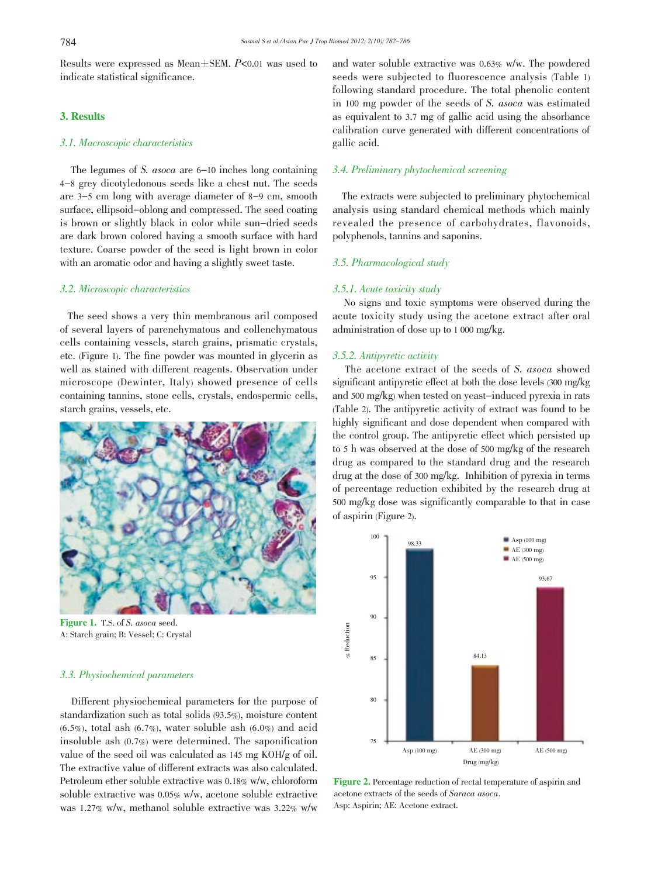Results were expressed as Mean±SEM. $P<0.01$ was used to indicate statistical significance.

## 3. Results

### 3.1. Macroscopic characteristics

The legumes of *S. asoca* are 6–10 inches long containing 4–8 grey dicotyledonous seeds like a chest nut. The seeds are 3–5 cm long with average diameter of 8–9 cm, smooth surface, ellipsoid–oblong and compressed. The seed coating is brown or slightly black in color while sun–dried seeds are dark brown colored having a smooth surface with hard texture. Coarse powder of the seed is light brown in color with an aromatic odor and having a slightly sweet taste.

### 3.2. Microscopic characteristics

The seed shows a very thin membranous aril composed of several layers of parenchymatous and collenchymatous cells containing vessels, starch grains, prismatic crystals, etc. (Figure 1). The fine powder was mounted in glycerin as well as stained with different reagents. Observation under microscope (Dewinter, Italy) showed presence of cells containing tannins, stone cells, crystals, endospermic cells, starch grains, vessels, etc.

**Figure 1.** T.S. of *S. asoca* seed.
A: Starch grain; B: Vessel; C: Crystal

### 3.3. Physiochemical parameters

Different physiochemical parameters for the purpose of standardization such as total solids (93.5%), moisture content (6.5%), total ash (6.7%), water soluble ash (6.0%) and acid insoluble ash (0.7%) were determined. The saponification value of the seed oil was calculated as 145 mg KOH/g of oil. The extractive value of different extracts was also calculated. Petroleum ether soluble extractive was 0.18% w/w, chloroform soluble extractive was 0.05% w/w, acetone soluble extractive was 1.27% w/w, methanol soluble extractive was 3.22% w/w and water soluble extractive was 0.63% w/w. The powdered seeds were subjected to fluorescence analysis (Table 1) following standard procedure. The total phenolic content in 100 mg powder of the seeds of *S. asoca* was estimated as equivalent to 3.7 mg of gallic acid using the absorbance calibration curve generated with different concentrations of gallic acid.

### 3.4. Preliminary phytochemical screening

The extracts were subjected to preliminary phytochemical analysis using standard chemical methods which mainly revealed the presence of carbohydrates, flavonoids, polyphenols, tannins and saponins.

### 3.5. Pharmacological study

#### 3.5.1. Acute toxicity study

No signs and toxic symptoms were observed during the acute toxicity study using the acetone extract after oral administration of dose up to 1 000 mg/kg.

#### 3.5.2. Antipyretic activity

The acetone extract of the seeds of *S. asoca* showed significant antipyretic effect at both the dose levels (300 mg/kg and 500 mg/kg) when tested on yeast–induced pyrexia in rats (Table 2). The antipyretic activity of extract was found to be highly significant and dose dependent when compared with the control group. The antipyretic effect which persisted up to 5 h was observed at the dose of 500 mg/kg of the research drug as compared to the standard drug and the research drug at the dose of 300 mg/kg. Inhibition of pyrexia in terms of percentage reduction exhibited by the research drug at 500 mg/kg dose was significantly comparable to that in case of aspirin (Figure 2).

**Figure 2.** Percentage reduction of rectal temperature of aspirin and acetone extracts of the seeds of *Saraca asoca*.
Asp: Aspirin; AE: Acetone extract.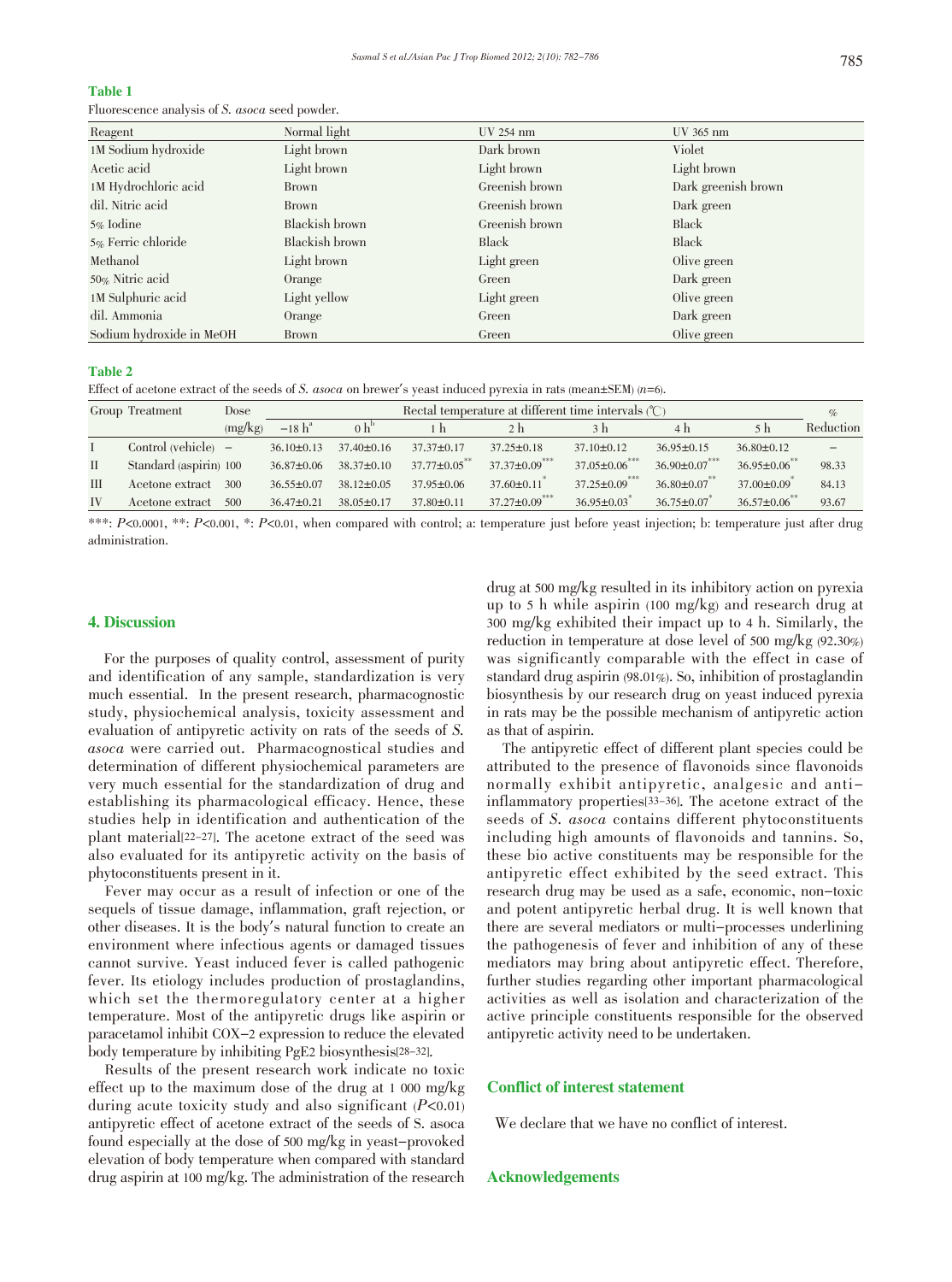**Table 1**

Fluorescence analysis of *S. asoca* seed powder.

| Reagent | Normal light | UV 254 nm | UV 365 nm |
|---|---|---|---|
| 1M Sodium hydroxide | Light brown | Dark brown | Violet |
| Acetic acid | Light brown | Light brown | Light brown |
| 1M Hydrochloric acid | Brown | Greenish brown | Dark greenish brown |
| dil. Nitric acid | Brown | Greenish brown | Dark green |
| 5% Iodine | Blackish brown | Greenish brown | Black |
| 5% Ferric chloride | Blackish brown | Black | Black |
| Methanol | Light brown | Light green | Olive green |
| 50% Nitric acid | Orange | Green | Dark green |
| 1M Sulphuric acid | Light yellow | Light green | Olive green |
| dil. Ammonia | Orange | Green | Dark green |
| Sodium hydroxide in MeOH | Brown | Green | Olive green |

**Table 2**

Effect of acetone extract of the seeds of *S. asoca* on brewer's yeast induced pyrexia in rats (mean±SEM) ($n$=6).

| Group | Treatment | Dose | Rectal temperature at different time intervals (℃) | | | | | | | % |
|---|---|---|---|---|---|---|---|---|---|---|
| | | (mg/kg) | −18 h[a] | 0 h[b] | 1 h | 2 h | 3 h | 4 h | 5 h | Reduction |
| I | Control (vehicle) | – | 36.10±0.13 | 37.40±0.16 | 37.37±0.17 | 37.25±0.18 | 37.10±0.12 | 36.95±0.15 | 36.80±0.12 | – |
| II | Standard (aspirin) | 100 | 36.87±0.06 | 38.37±0.10 | 37.77±0.05** | 37.37±0.09*** | 37.05±0.06*** | 36.90±0.07*** | 36.95±0.06** | 98.33 |
| III | Acetone extract | 300 | 36.55±0.07 | 38.12±0.05 | 37.95±0.06 | 37.60±0.11* | 37.25±0.09*** | 36.80±0.07** | 37.00±0.09* | 84.13 |
| IV | Acetone extract | 500 | 36.47±0.21 | 38.05±0.17 | 37.80±0.11 | 37.27±0.09*** | 36.95±0.03* | 36.75±0.07* | 36.57±0.06** | 93.67 |

***: $P$<0.0001, **: $P$<0.001, *: $P$<0.01, when compared with control; a: temperature just before yeast injection; b: temperature just after drug administration.

## 4. Discussion

For the purposes of quality control, assessment of purity and identification of any sample, standardization is very much essential. In the present research, pharmacognostic study, physiochemical analysis, toxicity assessment and evaluation of antipyretic activity on rats of the seeds of *S. asoca* were carried out. Pharmacognostical studies and determination of different physiochemical parameters are very much essential for the standardization of drug and establishing its pharmacological efficacy. Hence, these studies help in identification and authentication of the plant material[22–27]. The acetone extract of the seed was also evaluated for its antipyretic activity on the basis of phytoconstituents present in it.

Fever may occur as a result of infection or one of the sequels of tissue damage, inflammation, graft rejection, or other diseases. It is the body's natural function to create an environment where infectious agents or damaged tissues cannot survive. Yeast induced fever is called pathogenic fever. Its etiology includes production of prostaglandins, which set the thermoregulatory center at a higher temperature. Most of the antipyretic drugs like aspirin or paracetamol inhibit COX–2 expression to reduce the elevated body temperature by inhibiting PgE2 biosynthesis[28–32].

Results of the present research work indicate no toxic effect up to the maximum dose of the drug at 1 000 mg/kg during acute toxicity study and also significant ($P$<0.01) antipyretic effect of acetone extract of the seeds of S. asoca found especially at the dose of 500 mg/kg in yeast–provoked elevation of body temperature when compared with standard drug aspirin at 100 mg/kg. The administration of the research drug at 500 mg/kg resulted in its inhibitory action on pyrexia up to 5 h while aspirin (100 mg/kg) and research drug at 300 mg/kg exhibited their impact up to 4 h. Similarly, the reduction in temperature at dose level of 500 mg/kg (92.30%) was significantly comparable with the effect in case of standard drug aspirin (98.01%). So, inhibition of prostaglandin biosynthesis by our research drug on yeast induced pyrexia in rats may be the possible mechanism of antipyretic action as that of aspirin.

The antipyretic effect of different plant species could be attributed to the presence of flavonoids since flavonoids normally exhibit antipyretic, analgesic and anti–inflammatory properties[33–36]. The acetone extract of the seeds of *S. asoca* contains different phytoconstituents including high amounts of flavonoids and tannins. So, these bio active constituents may be responsible for the antipyretic effect exhibited by the seed extract. This research drug may be used as a safe, economic, non–toxic and potent antipyretic herbal drug. It is well known that there are several mediators or multi–processes underlining the pathogenesis of fever and inhibition of any of these mediators may bring about antipyretic effect. Therefore, further studies regarding other important pharmacological activities as well as isolation and characterization of the active principle constituents responsible for the observed antipyretic activity need to be undertaken.

## Conflict of interest statement

We declare that we have no conflict of interest.

## Acknowledgements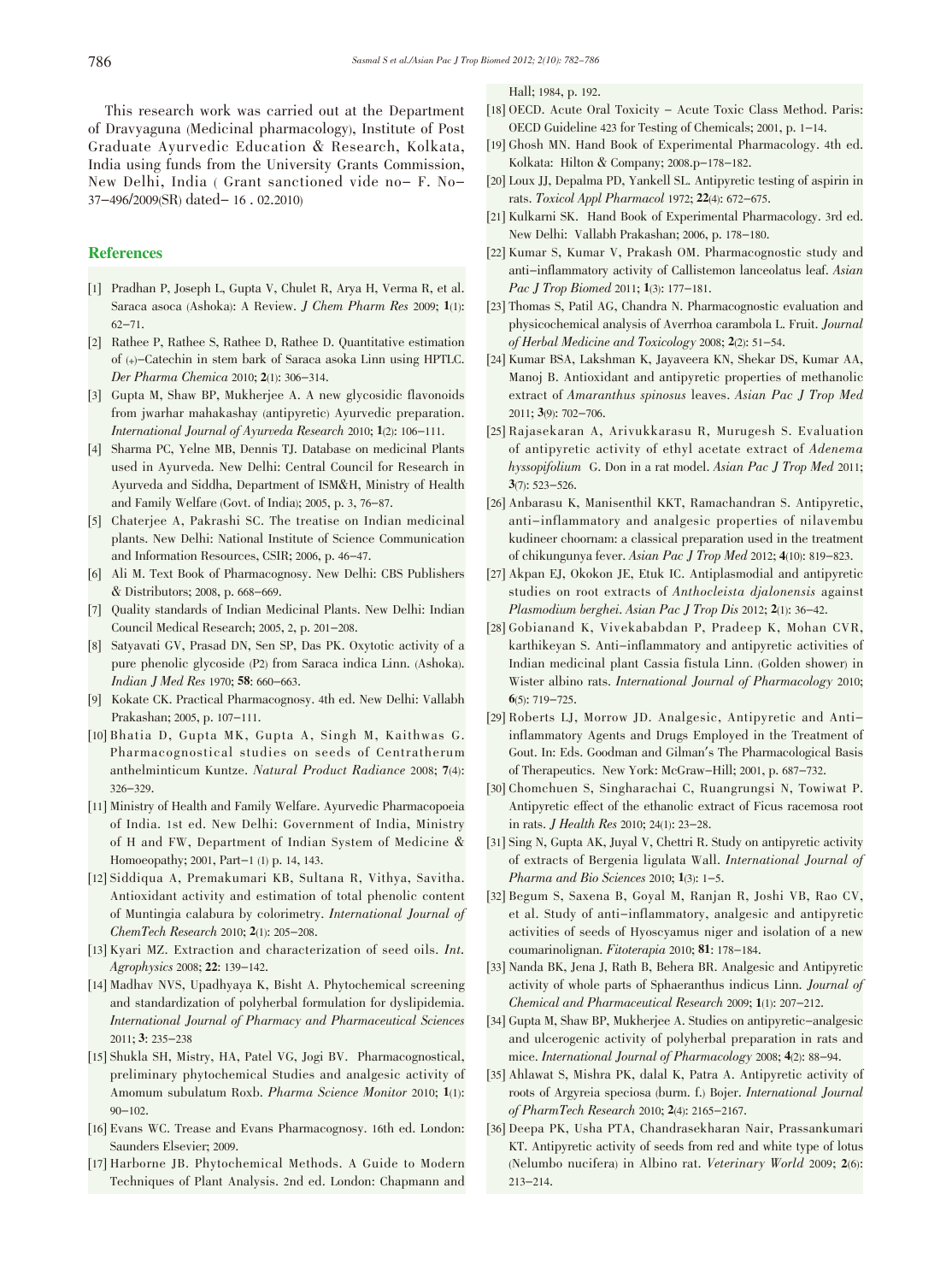This research work was carried out at the Department of Dravyaguna (Medicinal pharmacology), Institute of Post Graduate Ayurvedic Education & Research, Kolkata, India using funds from the University Grants Commission, New Delhi, India ( Grant sanctioned vide no– F. No–37–496/2009(SR) dated– 16 . 02.2010)

## References

[1] Pradhan P, Joseph L, Gupta V, Chulet R, Arya H, Verma R, et al. Saraca asoca (Ashoka): A Review. *J Chem Pharm Res* 2009; **1**(1): 62–71.

[2] Rathee P, Rathee S, Rathee D, Rathee D. Quantitative estimation of (+)–Catechin in stem bark of Saraca asoka Linn using HPTLC. *Der Pharma Chemica* 2010; **2**(1): 306–314.

[3] Gupta M, Shaw BP, Mukherjee A. A new glycosidic flavonoids from jwarhar mahakashay (antipyretic) Ayurvedic preparation. *International Journal of Ayurveda Research* 2010; **1**(2): 106–111.

[4] Sharma PC, Yelne MB, Dennis TJ. Database on medicinal Plants used in Ayurveda. New Delhi: Central Council for Research in Ayurveda and Siddha, Department of ISM&H, Ministry of Health and Family Welfare (Govt. of India); 2005, p. 3, 76–87.

[5] Chaterjee A, Pakrashi SC. The treatise on Indian medicinal plants. New Delhi: National Institute of Science Communication and Information Resources, CSIR; 2006, p. 46–47.

[6] Ali M. Text Book of Pharmacognosy. New Delhi: CBS Publishers & Distributors; 2008, p. 668–669.

[7] Quality standards of Indian Medicinal Plants. New Delhi: Indian Council Medical Research; 2005, 2, p. 201–208.

[8] Satyavati GV, Prasad DN, Sen SP, Das PK. Oxytotic activity of a pure phenolic glycoside (P2) from Saraca indica Linn. (Ashoka). *Indian J Med Res* 1970; **58**: 660–663.

[9] Kokate CK. Practical Pharmacognosy. 4th ed. New Delhi: Vallabh Prakashan; 2005, p. 107–111.

[10] Bhatia D, Gupta MK, Gupta A, Singh M, Kaithwas G. Pharmacognostical studies on seeds of Centratherum anthelminticum Kuntze. *Natural Product Radiance* 2008; **7**(4): 326–329.

[11] Ministry of Health and Family Welfare. Ayurvedic Pharmacopoeia of India. 1st ed. New Delhi: Government of India, Ministry of H and FW, Department of Indian System of Medicine & Homoeopathy; 2001, Part–1 (1) p. 14, 143.

[12] Siddiqua A, Premakumari KB, Sultana R, Vithya, Savitha. Antioxidant activity and estimation of total phenolic content of Muntingia calabura by colorimetry. *International Journal of ChemTech Research* 2010; **2**(1): 205–208.

[13] Kyari MZ. Extraction and characterization of seed oils. *Int. Agrophysics* 2008; **22**: 139–142.

[14] Madhav NVS, Upadhyaya K, Bisht A. Phytochemical screening and standardization of polyherbal formulation for dyslipidemia. *International Journal of Pharmacy and Pharmaceutical Sciences* 2011; **3**: 235–238

[15] Shukla SH, Mistry, HA, Patel VG, Jogi BV. Pharmacognostical, preliminary phytochemical Studies and analgesic activity of Amomum subulatum Roxb. *Pharma Science Monitor* 2010; **1**(1): 90–102.

[16] Evans WC. Trease and Evans Pharmacognosy. 16th ed. London: Saunders Elsevier; 2009.

[17] Harborne JB. Phytochemical Methods. A Guide to Modern Techniques of Plant Analysis. 2nd ed. London: Chapmann and Hall; 1984, p. 192.

[18] OECD. Acute Oral Toxicity – Acute Toxic Class Method. Paris: OECD Guideline 423 for Testing of Chemicals; 2001, p. 1–14.

[19] Ghosh MN. Hand Book of Experimental Pharmacology. 4th ed. Kolkata: Hilton & Company; 2008.p–178–182.

[20] Loux JJ, Depalma PD, Yankell SL. Antipyretic testing of aspirin in rats. *Toxicol Appl Pharmacol* 1972; **22**(4): 672–675.

[21] Kulkarni SK. Hand Book of Experimental Pharmacology. 3rd ed. New Delhi: Vallabh Prakashan; 2006, p. 178–180.

[22] Kumar S, Kumar V, Prakash OM. Pharmacognostic study and anti–inflammatory activity of Callistemon lanceolatus leaf. *Asian Pac J Trop Biomed* 2011; **1**(3): 177–181.

[23] Thomas S, Patil AG, Chandra N. Pharmacognostic evaluation and physicochemical analysis of Averrhoa carambola L. Fruit. *Journal of Herbal Medicine and Toxicology* 2008; **2**(2): 51–54.

[24] Kumar BSA, Lakshman K, Jayaveera KN, Shekar DS, Kumar AA, Manoj B. Antioxidant and antipyretic properties of methanolic extract of *Amaranthus spinosus* leaves. *Asian Pac J Trop Med* 2011; **3**(9): 702–706.

[25] Rajasekaran A, Arivukkarasu R, Murugesh S. Evaluation of antipyretic activity of ethyl acetate extract of *Adenema hyssopifolium* G. Don in a rat model. *Asian Pac J Trop Med* 2011; **3**(7): 523–526.

[26] Anbarasu K, Manisenthil KKT, Ramachandran S. Antipyretic, anti–inflammatory and analgesic properties of nilavembu kudineer choornam: a classical preparation used in the treatment of chikungunya fever. *Asian Pac J Trop Med* 2012; **4**(10): 819–823.

[27] Akpan EJ, Okokon JE, Etuk IC. Antiplasmodial and antipyretic studies on root extracts of *Anthocleista djalonensis* against *Plasmodium berghei*. *Asian Pac J Trop Dis* 2012; **2**(1): 36–42.

[28] Gobianand K, Vivekababdan P, Pradeep K, Mohan CVR, karthikeyan S. Anti–inflammatory and antipyretic activities of Indian medicinal plant Cassia fistula Linn. (Golden shower) in Wister albino rats. *International Journal of Pharmacology* 2010; **6**(5): 719–725.

[29] Roberts LJ, Morrow JD. Analgesic, Antipyretic and Anti–inflammatory Agents and Drugs Employed in the Treatment of Gout. In: Eds. Goodman and Gilman's The Pharmacological Basis of Therapeutics. New York: McGraw–Hill; 2001, p. 687–732.

[30] Chomchuen S, Singharachai C, Ruangrungsi N, Towiwat P. Antipyretic effect of the ethanolic extract of Ficus racemosa root in rats. *J Health Res* 2010; 24(1): 23–28.

[31] Sing N, Gupta AK, Juyal V, Chettri R. Study on antipyretic activity of extracts of Bergenia ligulata Wall. *International Journal of Pharma and Bio Sciences* 2010; **1**(3): 1–5.

[32] Begum S, Saxena B, Goyal M, Ranjan R, Joshi VB, Rao CV, et al. Study of anti–inflammatory, analgesic and antipyretic activities of seeds of Hyoscyamus niger and isolation of a new coumarinolignan. *Fitoterapia* 2010; **81**: 178–184.

[33] Nanda BK, Jena J, Rath B, Behera BR. Analgesic and Antipyretic activity of whole parts of Sphaeranthus indicus Linn. *Journal of Chemical and Pharmaceutical Research* 2009; **1**(1): 207–212.

[34] Gupta M, Shaw BP, Mukherjee A. Studies on antipyretic–analgesic and ulcerogenic activity of polyherbal preparation in rats and mice. *International Journal of Pharmacology* 2008; **4**(2): 88–94.

[35] Ahlawat S, Mishra PK, dalal K, Patra A. Antipyretic activity of roots of Argyreia speciosa (burm. f.) Bojer. *International Journal of PharmTech Research* 2010; **2**(4): 2165–2167.

[36] Deepa PK, Usha PTA, Chandrasekharan Nair, Prassankumari KT. Antipyretic activity of seeds from red and white type of lotus (Nelumbo nucifera) in Albino rat. *Veterinary World* 2009; **2**(6): 213–214.